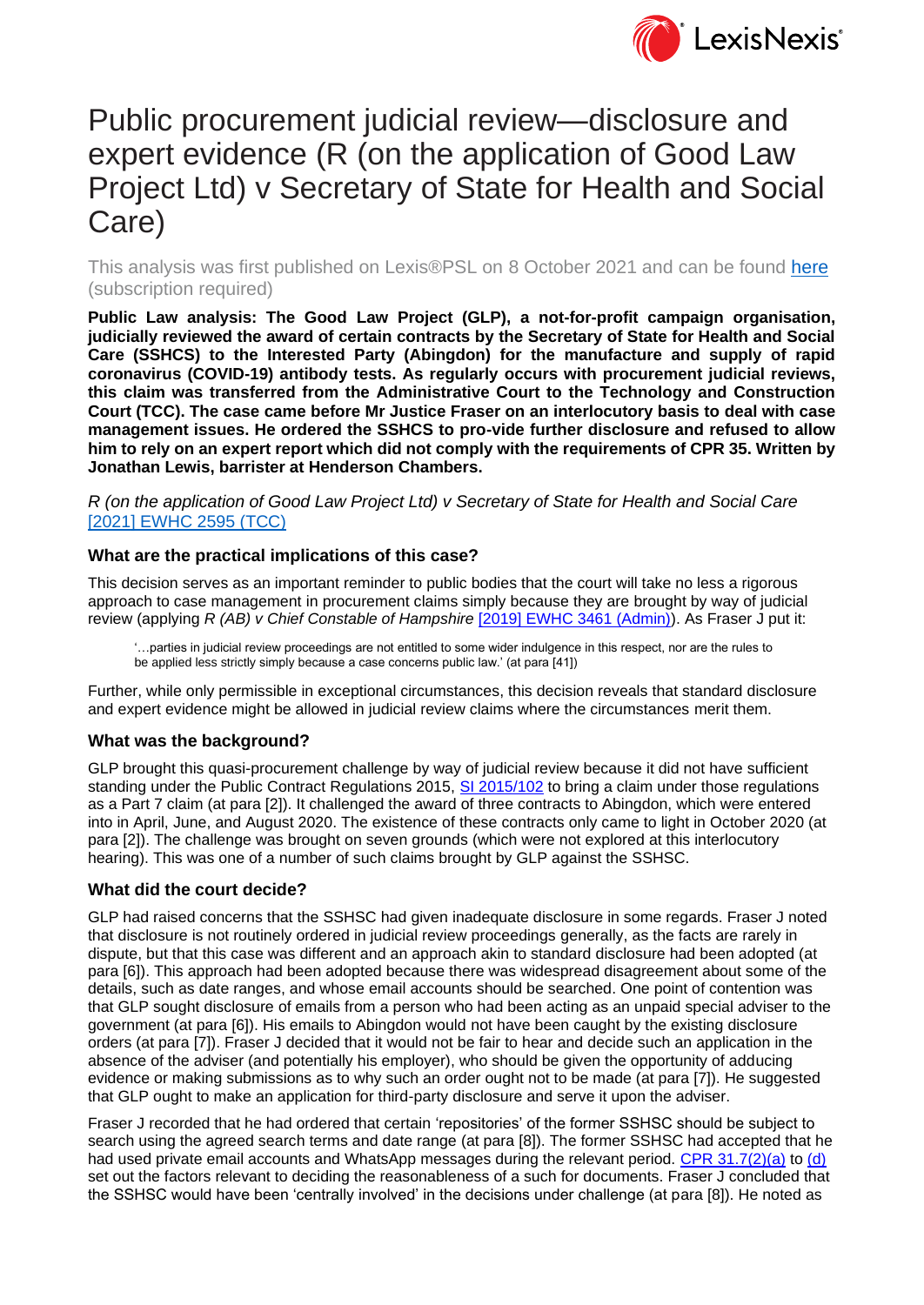# Public procurement judicial review—disclosure and expert evidence (R (on the application of Good Law Project Ltd) v Secretary of State for Health and Social Care)

This analysis was first published on Lexis®PSL on 8 October 2021 and can be found [here](#) (subscription required)

**Public Law analysis: The Good Law Project (GLP), a not-for-profit campaign organisation, judicially reviewed the award of certain contracts by the Secretary of State for Health and Social Care (SSHCS) to the Interested Party (Abingdon) for the manufacture and supply of rapid coronavirus (COVID-19) antibody tests. As regularly occurs with procurement judicial reviews, this claim was transferred from the Administrative Court to the Technology and Construction Court (TCC). The case came before Mr Justice Fraser on an interlocutory basis to deal with case management issues. He ordered the SSHCS to pro-vide further disclosure and refused to allow him to rely on an expert report which did not comply with the requirements of CPR 35. Written by Jonathan Lewis, barrister at Henderson Chambers.**

*R (on the application of Good Law Project Ltd) v Secretary of State for Health and Social Care* [2021] EWHC 2595 (TCC)

### What are the practical implications of this case?

This decision serves as an important reminder to public bodies that the court will take no less a rigorous approach to case management in procurement claims simply because they are brought by way of judicial review (applying *R (AB) v Chief Constable of Hampshire* [2019] EWHC 3461 (Admin)). As Fraser J put it:

> '…parties in judicial review proceedings are not entitled to some wider indulgence in this respect, nor are the rules to be applied less strictly simply because a case concerns public law.' (at para [41])

Further, while only permissible in exceptional circumstances, this decision reveals that standard disclosure and expert evidence might be allowed in judicial review claims where the circumstances merit them.

### What was the background?

GLP brought this quasi-procurement challenge by way of judicial review because it did not have sufficient standing under the Public Contract Regulations 2015, SI 2015/102 to bring a claim under those regulations as a Part 7 claim (at para [2]). It challenged the award of three contracts to Abingdon, which were entered into in April, June, and August 2020. The existence of these contracts only came to light in October 2020 (at para [2]). The challenge was brought on seven grounds (which were not explored at this interlocutory hearing). This was one of a number of such claims brought by GLP against the SSHSC.

### What did the court decide?

GLP had raised concerns that the SSHSC had given inadequate disclosure in some regards. Fraser J noted that disclosure is not routinely ordered in judicial review proceedings generally, as the facts are rarely in dispute, but that this case was different and an approach akin to standard disclosure had been adopted (at para [6]). This approach had been adopted because there was widespread disagreement about some of the details, such as date ranges, and whose email accounts should be searched. One point of contention was that GLP sought disclosure of emails from a person who had been acting as an unpaid special adviser to the government (at para [6]). His emails to Abingdon would not have been caught by the existing disclosure orders (at para [7]). Fraser J decided that it would not be fair to hear and decide such an application in the absence of the adviser (and potentially his employer), who should be given the opportunity of adducing evidence or making submissions as to why such an order ought not to be made (at para [7]). He suggested that GLP ought to make an application for third-party disclosure and serve it upon the adviser.

Fraser J recorded that he had ordered that certain 'repositories' of the former SSHSC should be subject to search using the agreed search terms and date range (at para [8]). The former SSHSC had accepted that he had used private email accounts and WhatsApp messages during the relevant period. CPR 31.7(2)(a) to (d) set out the factors relevant to deciding the reasonableness of a such for documents. Fraser J concluded that the SSHSC would have been 'centrally involved' in the decisions under challenge (at para [8]). He noted as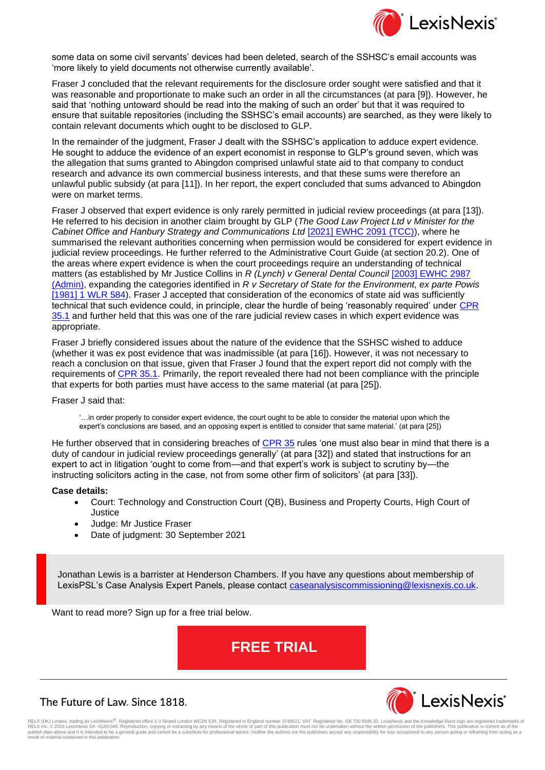some data on some civil servants' devices had been deleted, search of the SSHSC's email accounts was 'more likely to yield documents not otherwise currently available'.

Fraser J concluded that the relevant requirements for the disclosure order sought were satisfied and that it was reasonable and proportionate to make such an order in all the circumstances (at para [9]). However, he said that 'nothing untoward should be read into the making of such an order' but that it was required to ensure that suitable repositories (including the SSHSC's email accounts) are searched, as they were likely to contain relevant documents which ought to be disclosed to GLP.

In the remainder of the judgment, Fraser J dealt with the SSHSC's application to adduce expert evidence. He sought to adduce the evidence of an expert economist in response to GLP's ground seven, which was the allegation that sums granted to Abingdon comprised unlawful state aid to that company to conduct research and advance its own commercial business interests, and that these sums were therefore an unlawful public subsidy (at para [11]). In her report, the expert concluded that sums advanced to Abingdon were on market terms.

Fraser J observed that expert evidence is only rarely permitted in judicial review proceedings (at para [13]). He referred to his decision in another claim brought by GLP (*The Good Law Project Ltd v Minister for the Cabinet Office and Hanbury Strategy and Communications Ltd* [2021] EWHC 2091 (TCC)), where he summarised the relevant authorities concerning when permission would be considered for expert evidence in judicial review proceedings. He further referred to the Administrative Court Guide (at section 20.2). One of the areas where expert evidence is when the court proceedings require an understanding of technical matters (as established by Mr Justice Collins in *R (Lynch) v General Dental Council* [2003] EWHC 2987 (Admin), expanding the categories identified in *R v Secretary of State for the Environment, ex parte Powis* [1981] 1 WLR 584). Fraser J accepted that consideration of the economics of state aid was sufficiently technical that such evidence could, in principle, clear the hurdle of being 'reasonably required' under CPR 35.1 and further held that this was one of the rare judicial review cases in which expert evidence was appropriate.

Fraser J briefly considered issues about the nature of the evidence that the SSHSC wished to adduce (whether it was ex post evidence that was inadmissible (at para [16]). However, it was not necessary to reach a conclusion on that issue, given that Fraser J found that the expert report did not comply with the requirements of CPR 35.1. Primarily, the report revealed there had not been compliance with the principle that experts for both parties must have access to the same material (at para [25]).

Fraser J said that:

> '…in order properly to consider expert evidence, the court ought to be able to consider the material upon which the expert's conclusions are based, and an opposing expert is entitled to consider that same material.' (at para [25])

He further observed that in considering breaches of CPR 35 rules 'one must also bear in mind that there is a duty of candour in judicial review proceedings generally' (at para [32]) and stated that instructions for an expert to act in litigation 'ought to come from—and that expert's work is subject to scrutiny by—the instructing solicitors acting in the case, not from some other firm of solicitors' (at para [33]).

**Case details:**

- Court: Technology and Construction Court (QB), Business and Property Courts, High Court of Justice
- Judge: Mr Justice Fraser
- Date of judgment: 30 September 2021

Jonathan Lewis is a barrister at Henderson Chambers. If you have any questions about membership of LexisPSL's Case Analysis Expert Panels, please contact caseanalysiscommissioning@lexisnexis.co.uk.

Want to read more? Sign up for a free trial below.

**FREE TRIAL**